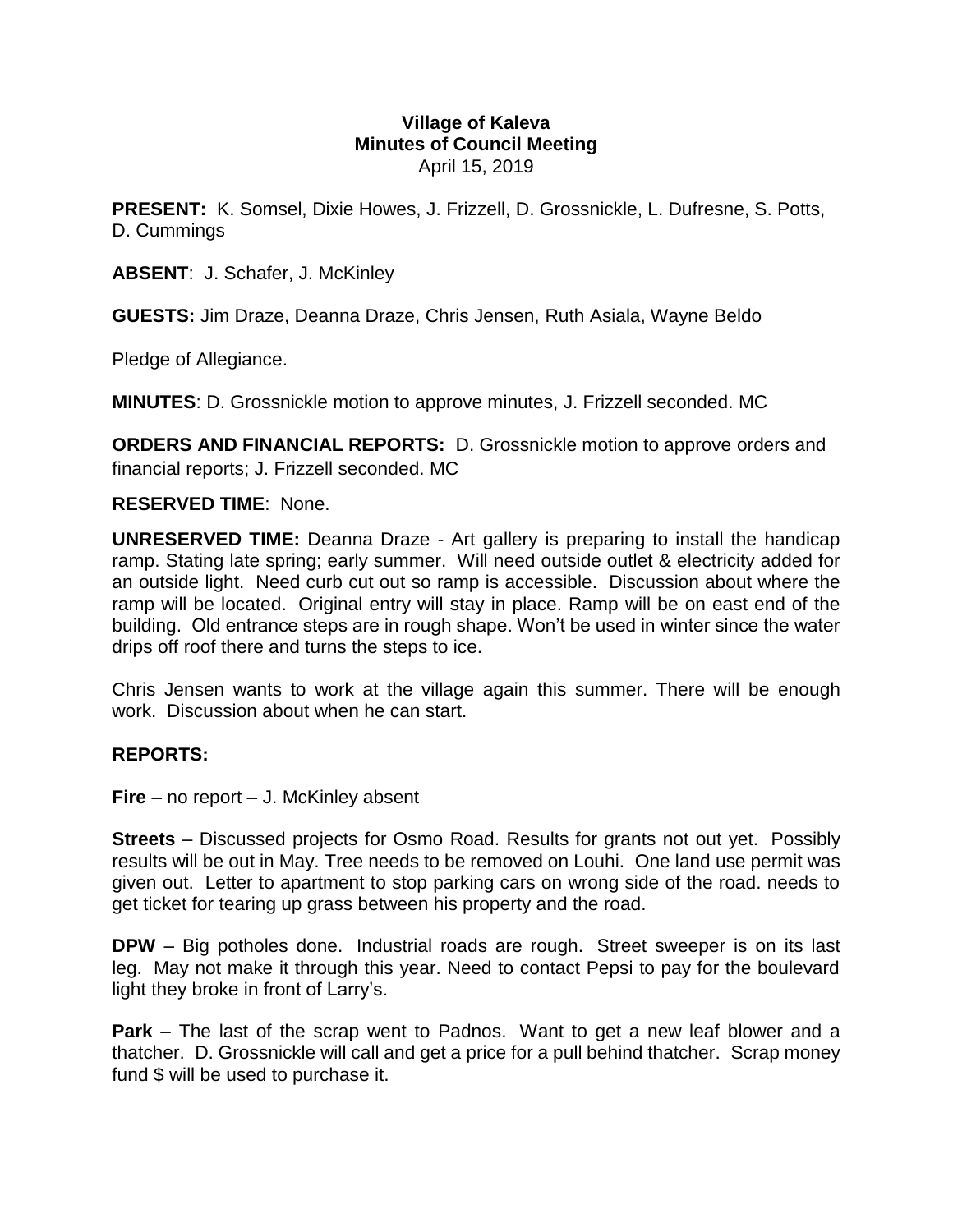# Village of Kaleva
## Minutes of Council Meeting
April 15, 2019

**PRESENT:** K. Somsel, Dixie Howes, J. Frizzell, D. Grossnickle, L. Dufresne, S. Potts, D. Cummings

**ABSENT**: J. Schafer, J. McKinley

**GUESTS:** Jim Draze, Deanna Draze, Chris Jensen, Ruth Asiala, Wayne Beldo

Pledge of Allegiance.

**MINUTES**: D. Grossnickle motion to approve minutes, J. Frizzell seconded. MC

**ORDERS AND FINANCIAL REPORTS:** D. Grossnickle motion to approve orders and financial reports; J. Frizzell seconded. MC

**RESERVED TIME**: None.

**UNRESERVED TIME:** Deanna Draze - Art gallery is preparing to install the handicap ramp. Stating late spring; early summer. Will need outside outlet & electricity added for an outside light. Need curb cut out so ramp is accessible. Discussion about where the ramp will be located. Original entry will stay in place. Ramp will be on east end of the building. Old entrance steps are in rough shape. Won't be used in winter since the water drips off roof there and turns the steps to ice.

Chris Jensen wants to work at the village again this summer. There will be enough work. Discussion about when he can start.

**REPORTS:**

**Fire** – no report – J. McKinley absent

**Streets** – Discussed projects for Osmo Road. Results for grants not out yet. Possibly results will be out in May. Tree needs to be removed on Louhi. One land use permit was given out. Letter to apartment to stop parking cars on wrong side of the road. needs to get ticket for tearing up grass between his property and the road.

**DPW** – Big potholes done. Industrial roads are rough. Street sweeper is on its last leg. May not make it through this year. Need to contact Pepsi to pay for the boulevard light they broke in front of Larry's.

**Park** – The last of the scrap went to Padnos. Want to get a new leaf blower and a thatcher. D. Grossnickle will call and get a price for a pull behind thatcher. Scrap money fund $ will be used to purchase it.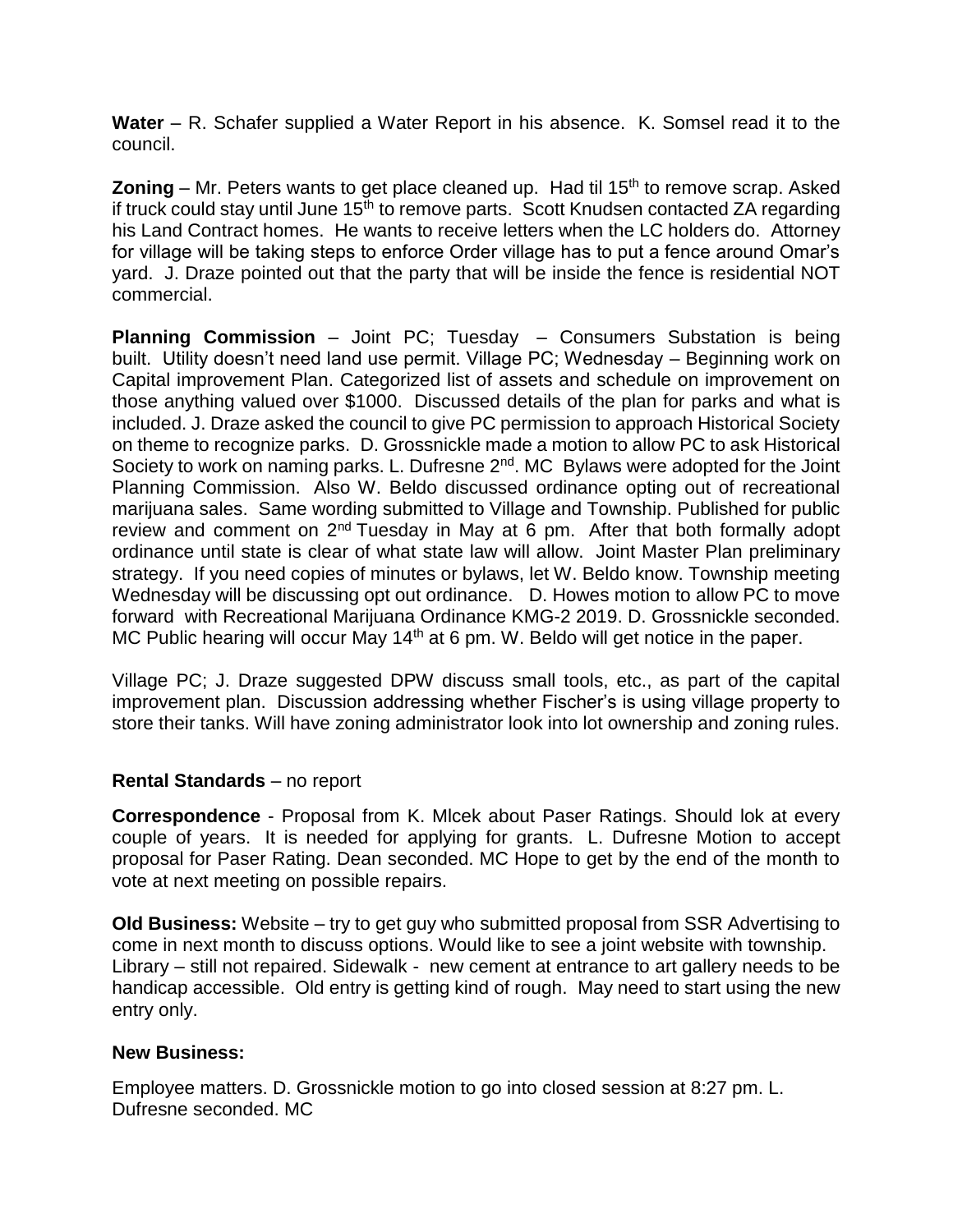**Water** – R. Schafer supplied a Water Report in his absence. K. Somsel read it to the council.

**Zoning** – Mr. Peters wants to get place cleaned up. Had til 15th to remove scrap. Asked if truck could stay until June 15th to remove parts. Scott Knudsen contacted ZA regarding his Land Contract homes. He wants to receive letters when the LC holders do. Attorney for village will be taking steps to enforce Order village has to put a fence around Omar's yard. J. Draze pointed out that the party that will be inside the fence is residential NOT commercial.

**Planning Commission** – Joint PC; Tuesday – Consumers Substation is being built. Utility doesn't need land use permit. Village PC; Wednesday – Beginning work on Capital improvement Plan. Categorized list of assets and schedule on improvement on those anything valued over $1000. Discussed details of the plan for parks and what is included. J. Draze asked the council to give PC permission to approach Historical Society on theme to recognize parks. D. Grossnickle made a motion to allow PC to ask Historical Society to work on naming parks. L. Dufresne 2nd. MC Bylaws were adopted for the Joint Planning Commission. Also W. Beldo discussed ordinance opting out of recreational marijuana sales. Same wording submitted to Village and Township. Published for public review and comment on 2nd Tuesday in May at 6 pm. After that both formally adopt ordinance until state is clear of what state law will allow. Joint Master Plan preliminary strategy. If you need copies of minutes or bylaws, let W. Beldo know. Township meeting Wednesday will be discussing opt out ordinance. D. Howes motion to allow PC to move forward with Recreational Marijuana Ordinance KMG-2 2019. D. Grossnickle seconded. MC Public hearing will occur May 14th at 6 pm. W. Beldo will get notice in the paper.

Village PC; J. Draze suggested DPW discuss small tools, etc., as part of the capital improvement plan. Discussion addressing whether Fischer's is using village property to store their tanks. Will have zoning administrator look into lot ownership and zoning rules.

**Rental Standards** – no report

**Correspondence** - Proposal from K. Mlcek about Paser Ratings. Should lok at every couple of years. It is needed for applying for grants. L. Dufresne Motion to accept proposal for Paser Rating. Dean seconded. MC Hope to get by the end of the month to vote at next meeting on possible repairs.

**Old Business:** Website – try to get guy who submitted proposal from SSR Advertising to come in next month to discuss options. Would like to see a joint website with township. Library – still not repaired. Sidewalk - new cement at entrance to art gallery needs to be handicap accessible. Old entry is getting kind of rough. May need to start using the new entry only.

**New Business:**

Employee matters. D. Grossnickle motion to go into closed session at 8:27 pm. L. Dufresne seconded. MC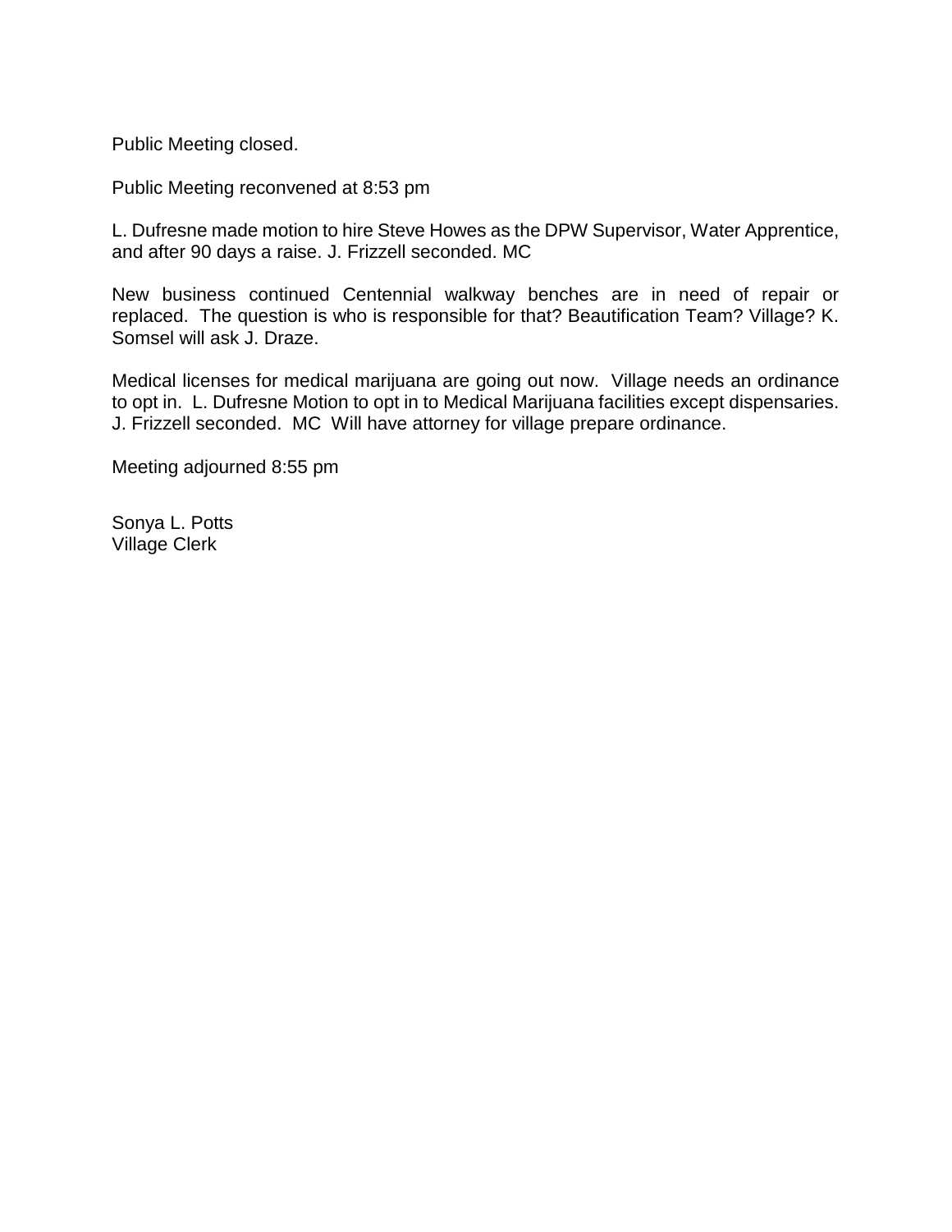Public Meeting closed.

Public Meeting reconvened at 8:53 pm

L. Dufresne made motion to hire Steve Howes as the DPW Supervisor, Water Apprentice, and after 90 days a raise. J. Frizzell seconded. MC

New business continued Centennial walkway benches are in need of repair or replaced. The question is who is responsible for that? Beautification Team? Village? K. Somsel will ask J. Draze.

Medical licenses for medical marijuana are going out now. Village needs an ordinance to opt in. L. Dufresne Motion to opt in to Medical Marijuana facilities except dispensaries. J. Frizzell seconded. MC Will have attorney for village prepare ordinance.

Meeting adjourned 8:55 pm

Sonya L. Potts
Village Clerk